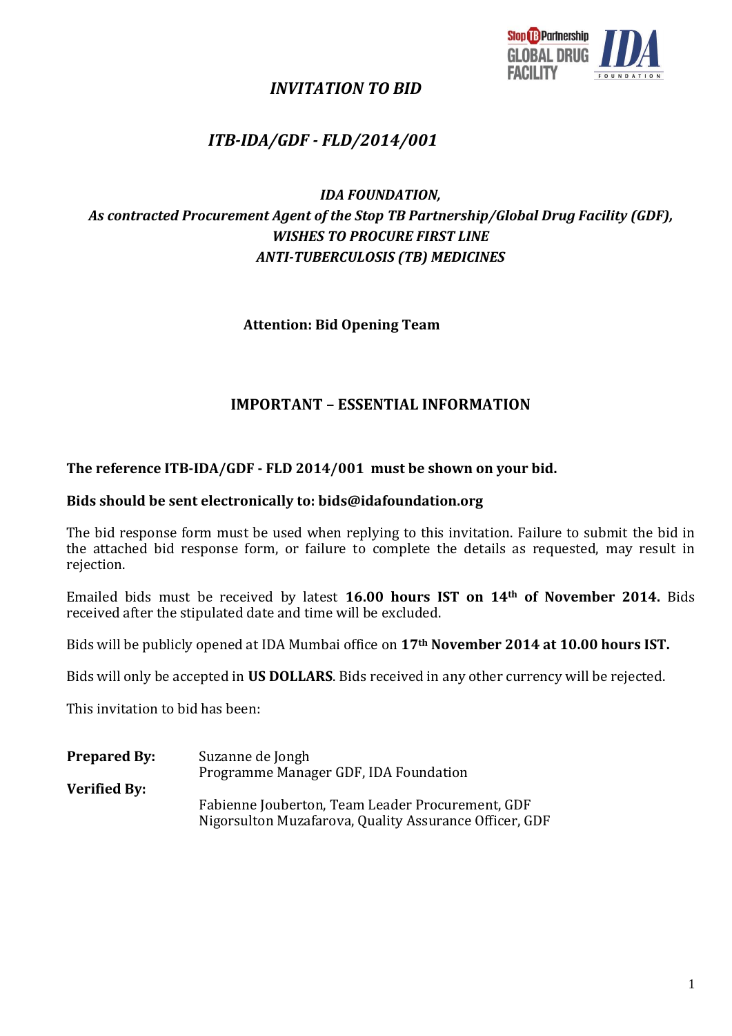# *INVITATION TO BID*

## *ITB-IDA/GDF - FLD/2014/001*

***IDA FOUNDATION,***
***As contracted Procurement Agent of the Stop TB Partnership/Global Drug Facility (GDF),***
***WISHES TO PROCURE FIRST LINE***
***ANTI-TUBERCULOSIS (TB) MEDICINES***

**Attention: Bid Opening Team**

**IMPORTANT – ESSENTIAL INFORMATION**

**The reference ITB-IDA/GDF - FLD 2014/001 must be shown on your bid.**

**Bids should be sent electronically to: bids@idafoundation.org**

The bid response form must be used when replying to this invitation. Failure to submit the bid in the attached bid response form, or failure to complete the details as requested, may result in rejection.

Emailed bids must be received by latest **16.00 hours IST on 14th of November 2014.** Bids received after the stipulated date and time will be excluded.

Bids will be publicly opened at IDA Mumbai office on **17th November 2014 at 10.00 hours IST.**

Bids will only be accepted in **US DOLLARS**. Bids received in any other currency will be rejected.

This invitation to bid has been:

| | |
|---|---|
| **Prepared By:** | Suzanne de Jongh<br>Programme Manager GDF, IDA Foundation |
| **Verified By:** | Fabienne Jouberton, Team Leader Procurement, GDF<br>Nigorsulton Muzafarova, Quality Assurance Officer, GDF |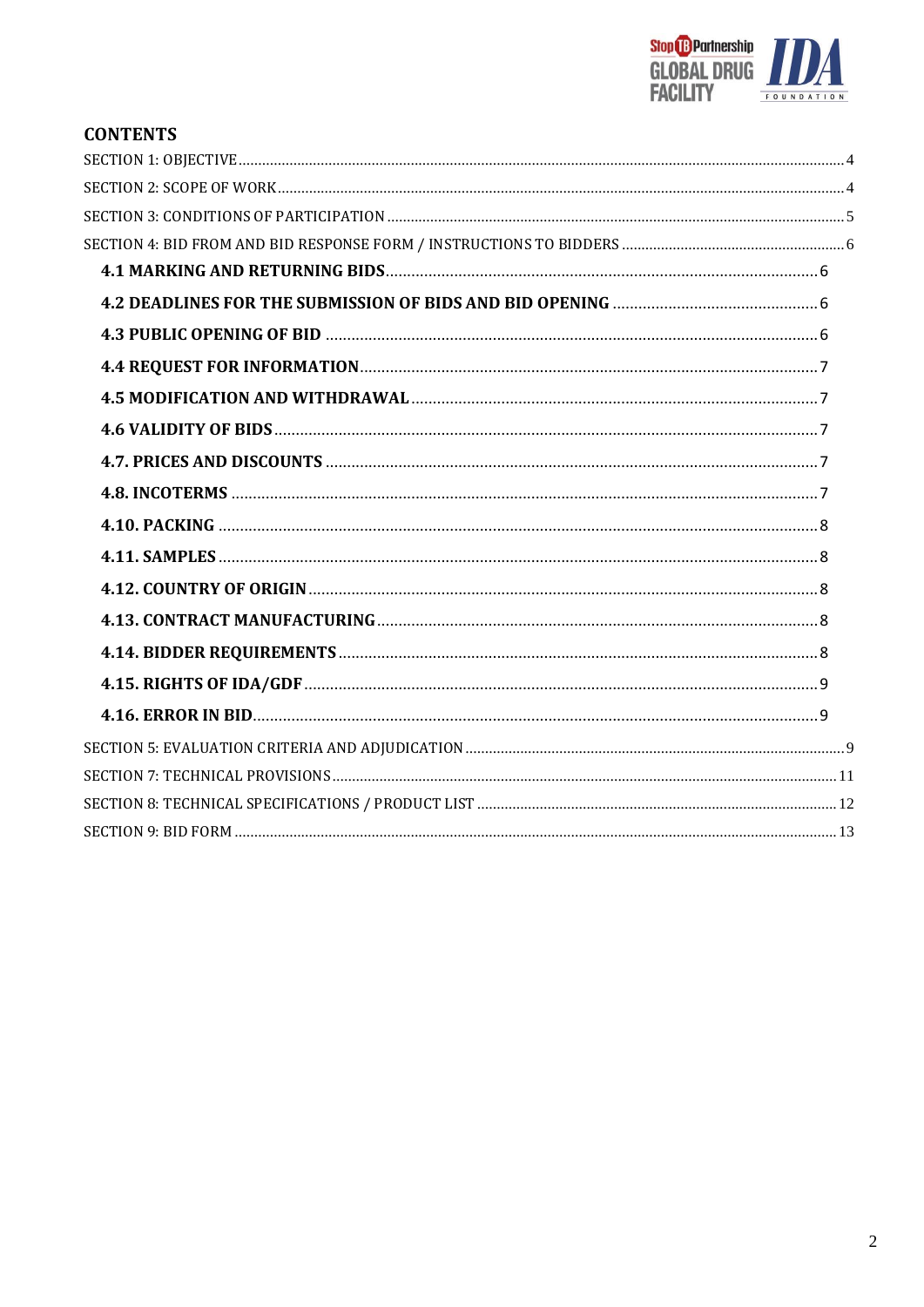## CONTENTS

SECTION 1: OBJECTIVE .......... 4

SECTION 2: SCOPE OF WORK .......... 4

SECTION 3: CONDITIONS OF PARTICIPATION .......... 5

SECTION 4: BID FROM AND BID RESPONSE FORM / INSTRUCTIONS TO BIDDERS .......... 6

- **4.1 MARKING AND RETURNING BIDS** .......... 6
- **4.2 DEADLINES FOR THE SUBMISSION OF BIDS AND BID OPENING** .......... 6
- **4.3 PUBLIC OPENING OF BID** .......... 6
- **4.4 REQUEST FOR INFORMATION** .......... 7
- **4.5 MODIFICATION AND WITHDRAWAL** .......... 7
- **4.6 VALIDITY OF BIDS** .......... 7
- **4.7. PRICES AND DISCOUNTS** .......... 7
- **4.8. INCOTERMS** .......... 7
- **4.10. PACKING** .......... 8
- **4.11. SAMPLES** .......... 8
- **4.12. COUNTRY OF ORIGIN** .......... 8
- **4.13. CONTRACT MANUFACTURING** .......... 8
- **4.14. BIDDER REQUIREMENTS** .......... 8
- **4.15. RIGHTS OF IDA/GDF** .......... 9
- **4.16. ERROR IN BID** .......... 9

SECTION 5: EVALUATION CRITERIA AND ADJUDICATION .......... 9

SECTION 7: TECHNICAL PROVISIONS .......... 11

SECTION 8: TECHNICAL SPECIFICATIONS / PRODUCT LIST .......... 12

SECTION 9: BID FORM .......... 13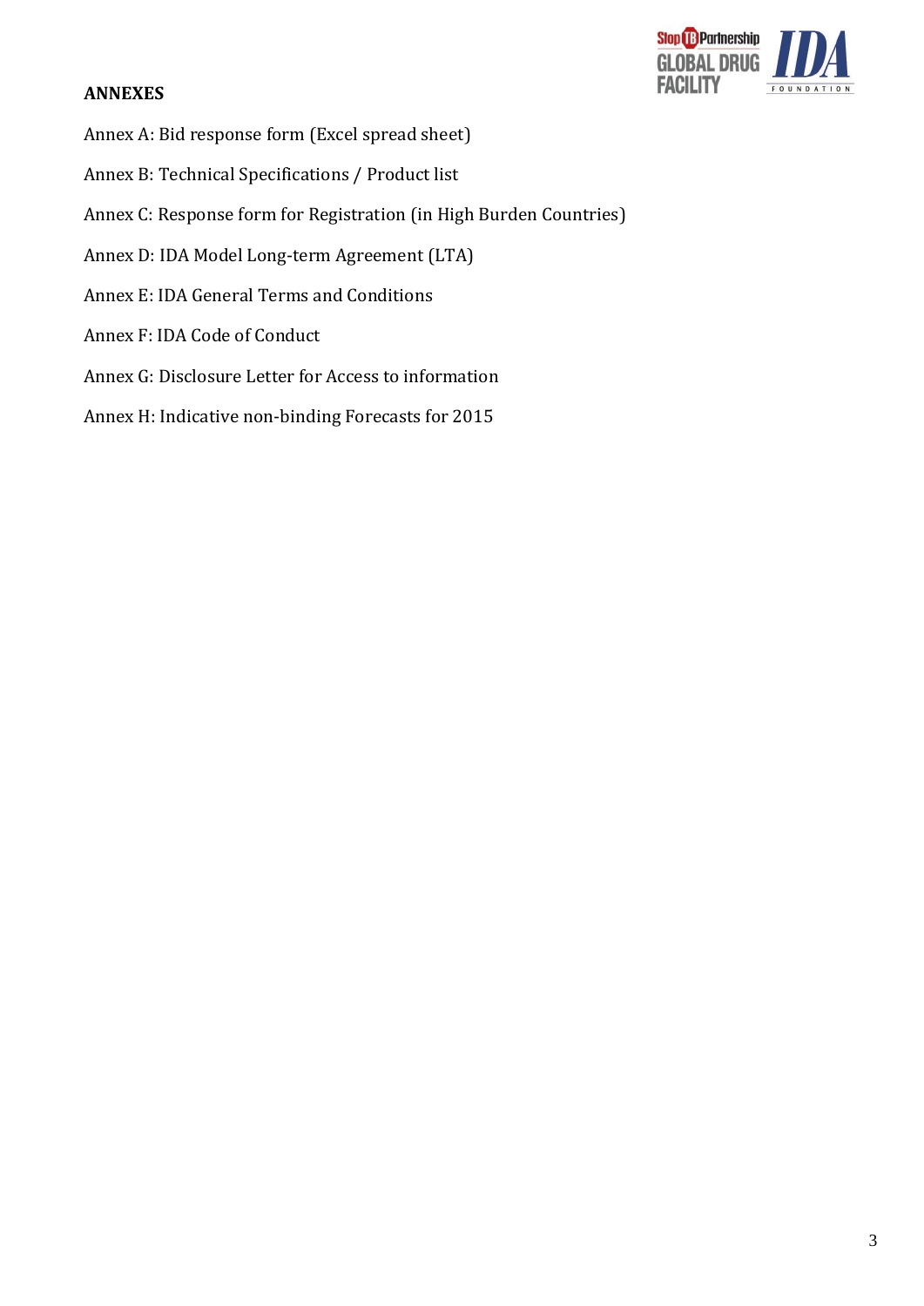**ANNEXES**

Annex A: Bid response form (Excel spread sheet)

Annex B: Technical Specifications / Product list

Annex C: Response form for Registration (in High Burden Countries)

Annex D: IDA Model Long-term Agreement (LTA)

Annex E: IDA General Terms and Conditions

Annex F: IDA Code of Conduct

Annex G: Disclosure Letter for Access to information

Annex H: Indicative non-binding Forecasts for 2015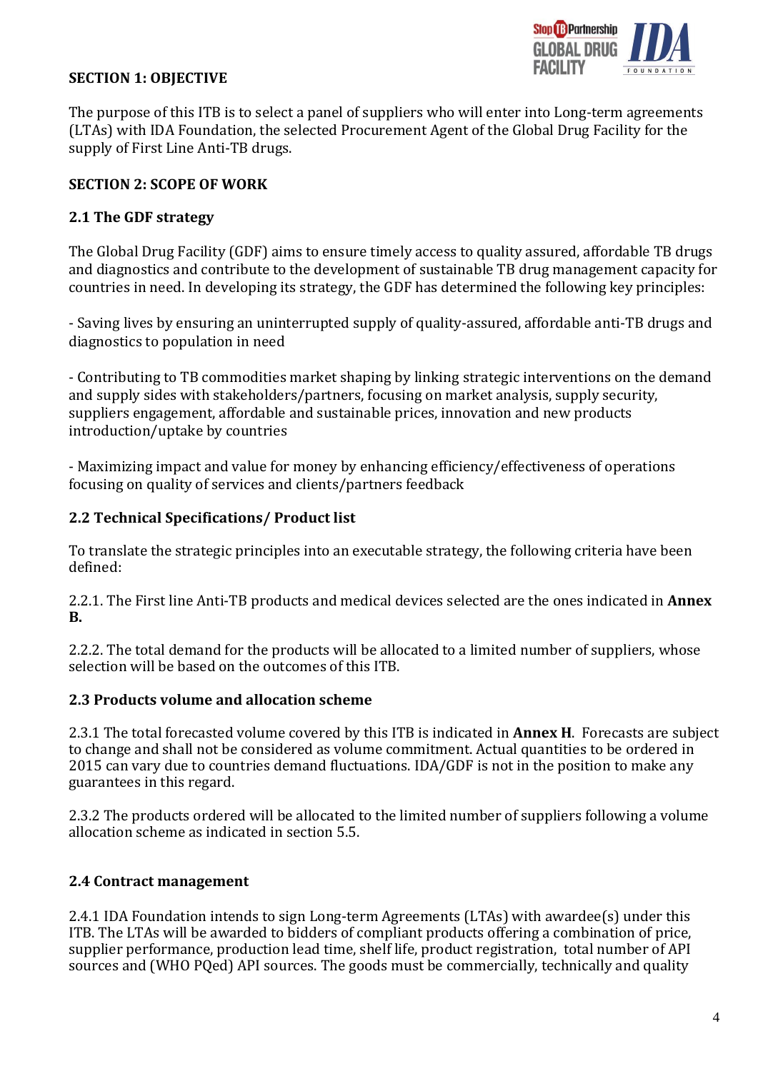## SECTION 1: OBJECTIVE

The purpose of this ITB is to select a panel of suppliers who will enter into Long-term agreements (LTAs) with IDA Foundation, the selected Procurement Agent of the Global Drug Facility for the supply of First Line Anti-TB drugs.

## SECTION 2: SCOPE OF WORK

### 2.1 The GDF strategy

The Global Drug Facility (GDF) aims to ensure timely access to quality assured, affordable TB drugs and diagnostics and contribute to the development of sustainable TB drug management capacity for countries in need. In developing its strategy, the GDF has determined the following key principles:

- Saving lives by ensuring an uninterrupted supply of quality-assured, affordable anti-TB drugs and diagnostics to population in need

- Contributing to TB commodities market shaping by linking strategic interventions on the demand and supply sides with stakeholders/partners, focusing on market analysis, supply security, suppliers engagement, affordable and sustainable prices, innovation and new products introduction/uptake by countries

- Maximizing impact and value for money by enhancing efficiency/effectiveness of operations focusing on quality of services and clients/partners feedback

### 2.2 Technical Specifications/ Product list

To translate the strategic principles into an executable strategy, the following criteria have been defined:

2.2.1. The First line Anti-TB products and medical devices selected are the ones indicated in **Annex B.**

2.2.2. The total demand for the products will be allocated to a limited number of suppliers, whose selection will be based on the outcomes of this ITB.

### 2.3 Products volume and allocation scheme

2.3.1 The total forecasted volume covered by this ITB is indicated in **Annex H**. Forecasts are subject to change and shall not be considered as volume commitment. Actual quantities to be ordered in 2015 can vary due to countries demand fluctuations. IDA/GDF is not in the position to make any guarantees in this regard.

2.3.2 The products ordered will be allocated to the limited number of suppliers following a volume allocation scheme as indicated in section 5.5.

### 2.4 Contract management

2.4.1 IDA Foundation intends to sign Long-term Agreements (LTAs) with awardee(s) under this ITB. The LTAs will be awarded to bidders of compliant products offering a combination of price, supplier performance, production lead time, shelf life, product registration, total number of API sources and (WHO PQed) API sources. The goods must be commercially, technically and quality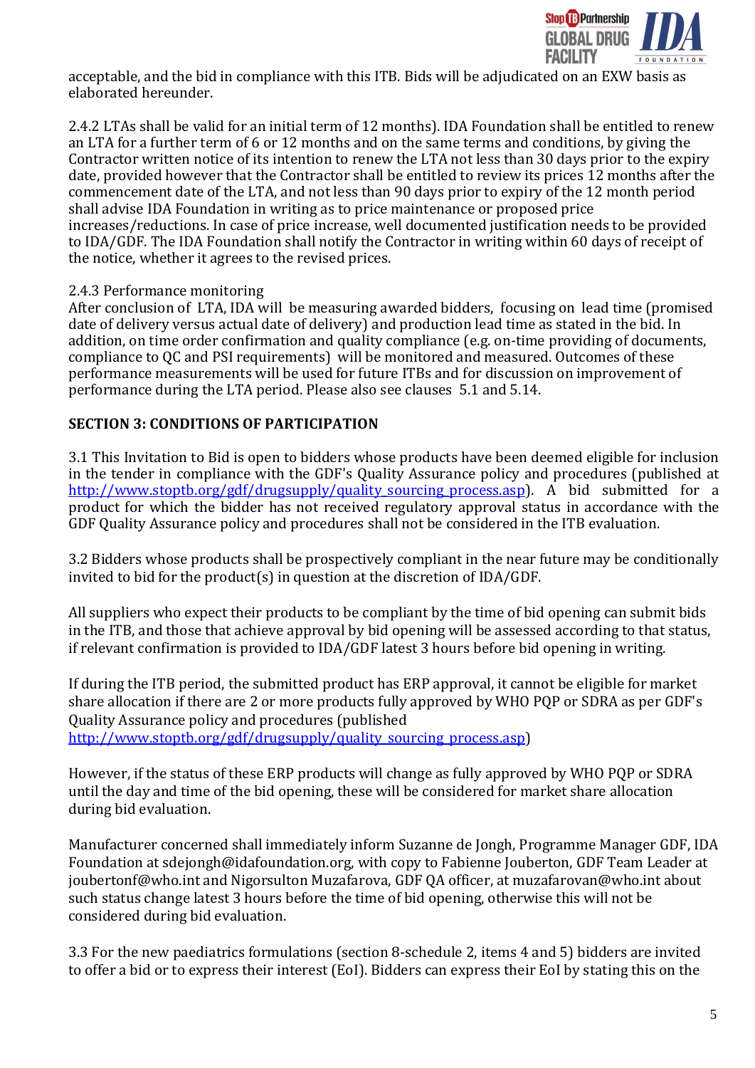acceptable, and the bid in compliance with this ITB. Bids will be adjudicated on an EXW basis as elaborated hereunder.

2.4.2 LTAs shall be valid for an initial term of 12 months). IDA Foundation shall be entitled to renew an LTA for a further term of 6 or 12 months and on the same terms and conditions, by giving the Contractor written notice of its intention to renew the LTA not less than 30 days prior to the expiry date, provided however that the Contractor shall be entitled to review its prices 12 months after the commencement date of the LTA, and not less than 90 days prior to expiry of the 12 month period shall advise IDA Foundation in writing as to price maintenance or proposed price increases/reductions. In case of price increase, well documented justification needs to be provided to IDA/GDF. The IDA Foundation shall notify the Contractor in writing within 60 days of receipt of the notice, whether it agrees to the revised prices.

2.4.3 Performance monitoring
After conclusion of LTA, IDA will be measuring awarded bidders, focusing on lead time (promised date of delivery versus actual date of delivery) and production lead time as stated in the bid. In addition, on time order confirmation and quality compliance (e.g. on-time providing of documents, compliance to QC and PSI requirements) will be monitored and measured. Outcomes of these performance measurements will be used for future ITBs and for discussion on improvement of performance during the LTA period. Please also see clauses 5.1 and 5.14.

## SECTION 3: CONDITIONS OF PARTICIPATION

3.1 This Invitation to Bid is open to bidders whose products have been deemed eligible for inclusion in the tender in compliance with the GDF's Quality Assurance policy and procedures (published at http://www.stoptb.org/gdf/drugsupply/quality_sourcing_process.asp). A bid submitted for a product for which the bidder has not received regulatory approval status in accordance with the GDF Quality Assurance policy and procedures shall not be considered in the ITB evaluation.

3.2 Bidders whose products shall be prospectively compliant in the near future may be conditionally invited to bid for the product(s) in question at the discretion of IDA/GDF.

All suppliers who expect their products to be compliant by the time of bid opening can submit bids in the ITB, and those that achieve approval by bid opening will be assessed according to that status, if relevant confirmation is provided to IDA/GDF latest 3 hours before bid opening in writing.

If during the ITB period, the submitted product has ERP approval, it cannot be eligible for market share allocation if there are 2 or more products fully approved by WHO PQP or SDRA as per GDF's Quality Assurance policy and procedures (published http://www.stoptb.org/gdf/drugsupply/quality_sourcing_process.asp)

However, if the status of these ERP products will change as fully approved by WHO PQP or SDRA until the day and time of the bid opening, these will be considered for market share allocation during bid evaluation.

Manufacturer concerned shall immediately inform Suzanne de Jongh, Programme Manager GDF, IDA Foundation at sdejongh@idafoundation.org, with copy to Fabienne Jouberton, GDF Team Leader at joubertonf@who.int and Nigorsulton Muzafarova, GDF QA officer, at muzafarovan@who.int about such status change latest 3 hours before the time of bid opening, otherwise this will not be considered during bid evaluation.

3.3 For the new paediatrics formulations (section 8-schedule 2, items 4 and 5) bidders are invited to offer a bid or to express their interest (EoI). Bidders can express their EoI by stating this on the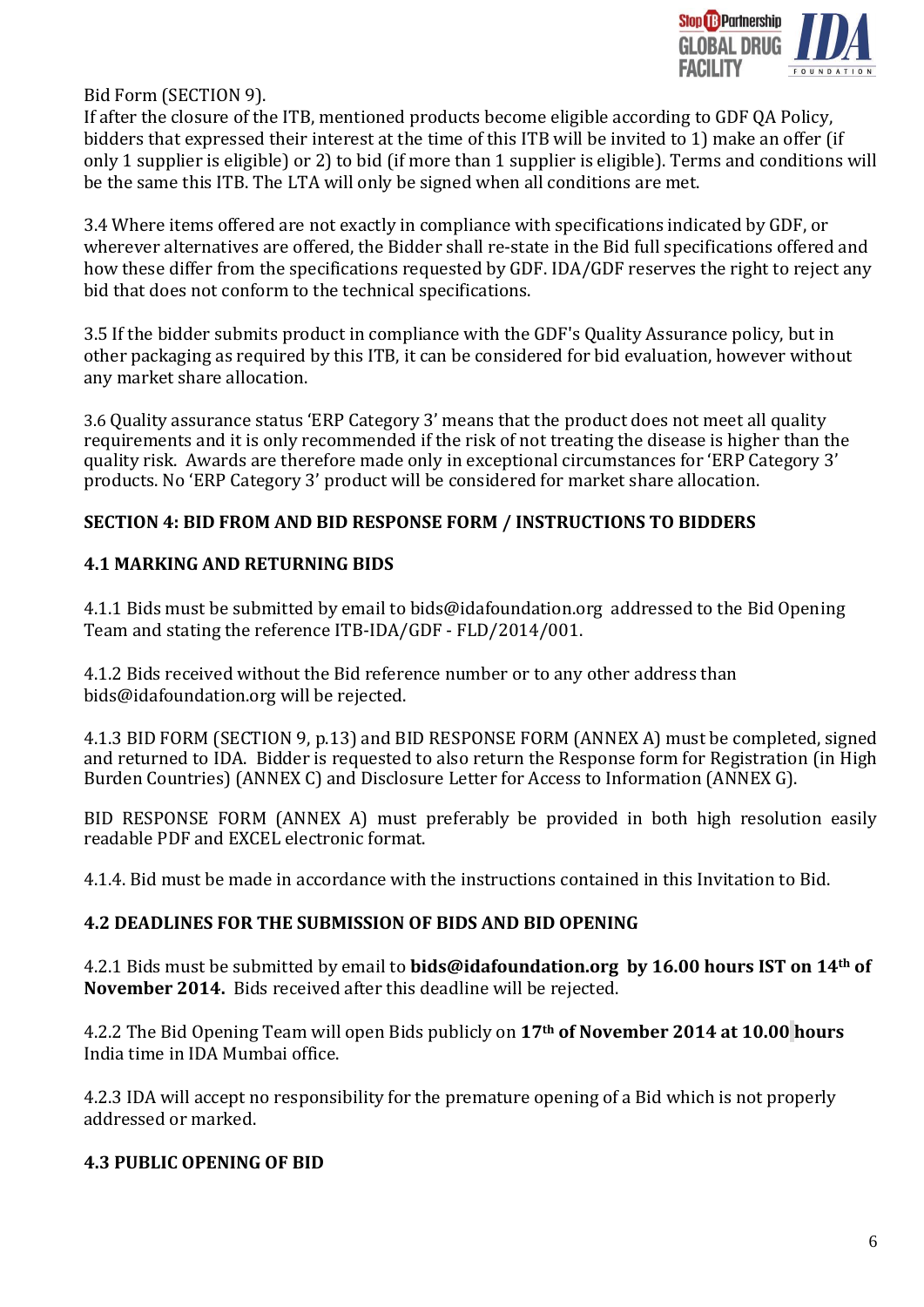Bid Form (SECTION 9).

If after the closure of the ITB, mentioned products become eligible according to GDF QA Policy, bidders that expressed their interest at the time of this ITB will be invited to 1) make an offer (if only 1 supplier is eligible) or 2) to bid (if more than 1 supplier is eligible). Terms and conditions will be the same this ITB. The LTA will only be signed when all conditions are met.

3.4 Where items offered are not exactly in compliance with specifications indicated by GDF, or wherever alternatives are offered, the Bidder shall re-state in the Bid full specifications offered and how these differ from the specifications requested by GDF. IDA/GDF reserves the right to reject any bid that does not conform to the technical specifications.

3.5 If the bidder submits product in compliance with the GDF's Quality Assurance policy, but in other packaging as required by this ITB, it can be considered for bid evaluation, however without any market share allocation.

3.6 Quality assurance status 'ERP Category 3' means that the product does not meet all quality requirements and it is only recommended if the risk of not treating the disease is higher than the quality risk. Awards are therefore made only in exceptional circumstances for 'ERP Category 3' products. No 'ERP Category 3' product will be considered for market share allocation.

## SECTION 4: BID FROM AND BID RESPONSE FORM / INSTRUCTIONS TO BIDDERS

### 4.1 MARKING AND RETURNING BIDS

4.1.1 Bids must be submitted by email to bids@idafoundation.org addressed to the Bid Opening Team and stating the reference ITB-IDA/GDF - FLD/2014/001.

4.1.2 Bids received without the Bid reference number or to any other address than bids@idafoundation.org will be rejected.

4.1.3 BID FORM (SECTION 9, p.13) and BID RESPONSE FORM (ANNEX A) must be completed, signed and returned to IDA. Bidder is requested to also return the Response form for Registration (in High Burden Countries) (ANNEX C) and Disclosure Letter for Access to Information (ANNEX G).

BID RESPONSE FORM (ANNEX A) must preferably be provided in both high resolution easily readable PDF and EXCEL electronic format.

4.1.4. Bid must be made in accordance with the instructions contained in this Invitation to Bid.

### 4.2 DEADLINES FOR THE SUBMISSION OF BIDS AND BID OPENING

4.2.1 Bids must be submitted by email to **bids@idafoundation.org by 16.00 hours IST on 14th of November 2014.** Bids received after this deadline will be rejected.

4.2.2 The Bid Opening Team will open Bids publicly on **17th of November 2014 at 10.00 hours** India time in IDA Mumbai office.

4.2.3 IDA will accept no responsibility for the premature opening of a Bid which is not properly addressed or marked.

### 4.3 PUBLIC OPENING OF BID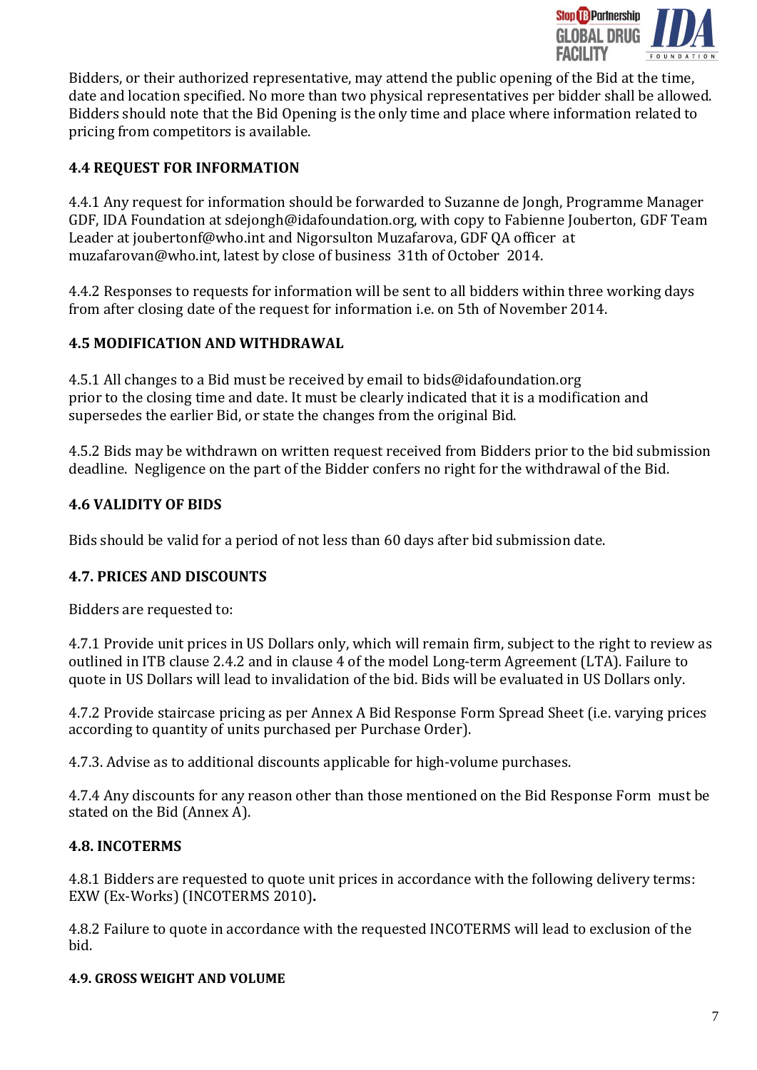Bidders, or their authorized representative, may attend the public opening of the Bid at the time, date and location specified. No more than two physical representatives per bidder shall be allowed. Bidders should note that the Bid Opening is the only time and place where information related to pricing from competitors is available.

### 4.4 REQUEST FOR INFORMATION

4.4.1 Any request for information should be forwarded to Suzanne de Jongh, Programme Manager GDF, IDA Foundation at sdejongh@idafoundation.org, with copy to Fabienne Jouberton, GDF Team Leader at joubertonf@who.int and Nigorsulton Muzafarova, GDF QA officer at muzafarovan@who.int, latest by close of business 31th of October 2014.

4.4.2 Responses to requests for information will be sent to all bidders within three working days from after closing date of the request for information i.e. on 5th of November 2014.

### 4.5 MODIFICATION AND WITHDRAWAL

4.5.1 All changes to a Bid must be received by email to bids@idafoundation.org prior to the closing time and date. It must be clearly indicated that it is a modification and supersedes the earlier Bid, or state the changes from the original Bid.

4.5.2 Bids may be withdrawn on written request received from Bidders prior to the bid submission deadline. Negligence on the part of the Bidder confers no right for the withdrawal of the Bid.

### 4.6 VALIDITY OF BIDS

Bids should be valid for a period of not less than 60 days after bid submission date.

### 4.7. PRICES AND DISCOUNTS

Bidders are requested to:

4.7.1 Provide unit prices in US Dollars only, which will remain firm, subject to the right to review as outlined in ITB clause 2.4.2 and in clause 4 of the model Long-term Agreement (LTA). Failure to quote in US Dollars will lead to invalidation of the bid. Bids will be evaluated in US Dollars only.

4.7.2 Provide staircase pricing as per Annex A Bid Response Form Spread Sheet (i.e. varying prices according to quantity of units purchased per Purchase Order).

4.7.3. Advise as to additional discounts applicable for high-volume purchases.

4.7.4 Any discounts for any reason other than those mentioned on the Bid Response Form must be stated on the Bid (Annex A).

### 4.8. INCOTERMS

4.8.1 Bidders are requested to quote unit prices in accordance with the following delivery terms: EXW (Ex-Works) (INCOTERMS 2010)**.**

4.8.2 Failure to quote in accordance with the requested INCOTERMS will lead to exclusion of the bid.

#### 4.9. GROSS WEIGHT AND VOLUME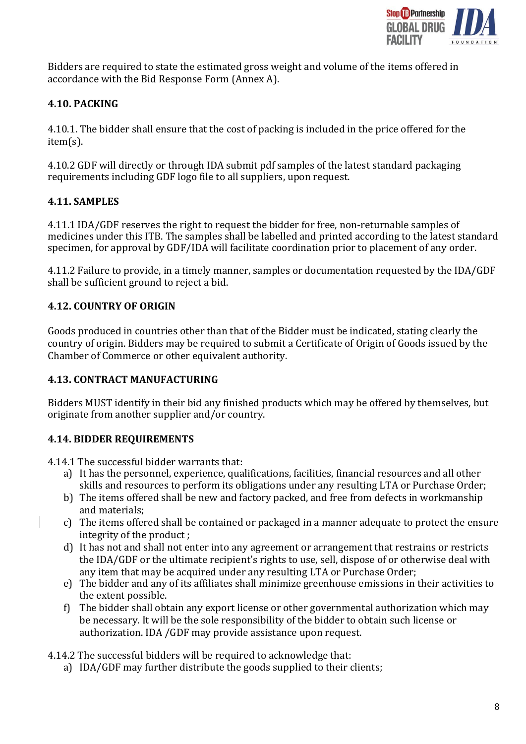Bidders are required to state the estimated gross weight and volume of the items offered in accordance with the Bid Response Form (Annex A).

### 4.10. PACKING

4.10.1. The bidder shall ensure that the cost of packing is included in the price offered for the item(s).

4.10.2 GDF will directly or through IDA submit pdf samples of the latest standard packaging requirements including GDF logo file to all suppliers, upon request.

### 4.11. SAMPLES

4.11.1 IDA/GDF reserves the right to request the bidder for free, non-returnable samples of medicines under this ITB. The samples shall be labelled and printed according to the latest standard specimen, for approval by GDF/IDA will facilitate coordination prior to placement of any order.

4.11.2 Failure to provide, in a timely manner, samples or documentation requested by the IDA/GDF shall be sufficient ground to reject a bid.

### 4.12. COUNTRY OF ORIGIN

Goods produced in countries other than that of the Bidder must be indicated, stating clearly the country of origin. Bidders may be required to submit a Certificate of Origin of Goods issued by the Chamber of Commerce or other equivalent authority.

### 4.13. CONTRACT MANUFACTURING

Bidders MUST identify in their bid any finished products which may be offered by themselves, but originate from another supplier and/or country.

### 4.14. BIDDER REQUIREMENTS

4.14.1 The successful bidder warrants that:

a) It has the personnel, experience, qualifications, facilities, financial resources and all other skills and resources to perform its obligations under any resulting LTA or Purchase Order;
b) The items offered shall be new and factory packed, and free from defects in workmanship and materials;
c) The items offered shall be contained or packaged in a manner adequate to protect the ensure integrity of the product ;
d) It has not and shall not enter into any agreement or arrangement that restrains or restricts the IDA/GDF or the ultimate recipient's rights to use, sell, dispose of or otherwise deal with any item that may be acquired under any resulting LTA or Purchase Order;
e) The bidder and any of its affiliates shall minimize greenhouse emissions in their activities to the extent possible.
f) The bidder shall obtain any export license or other governmental authorization which may be necessary. It will be the sole responsibility of the bidder to obtain such license or authorization. IDA /GDF may provide assistance upon request.

4.14.2 The successful bidders will be required to acknowledge that:

a) IDA/GDF may further distribute the goods supplied to their clients;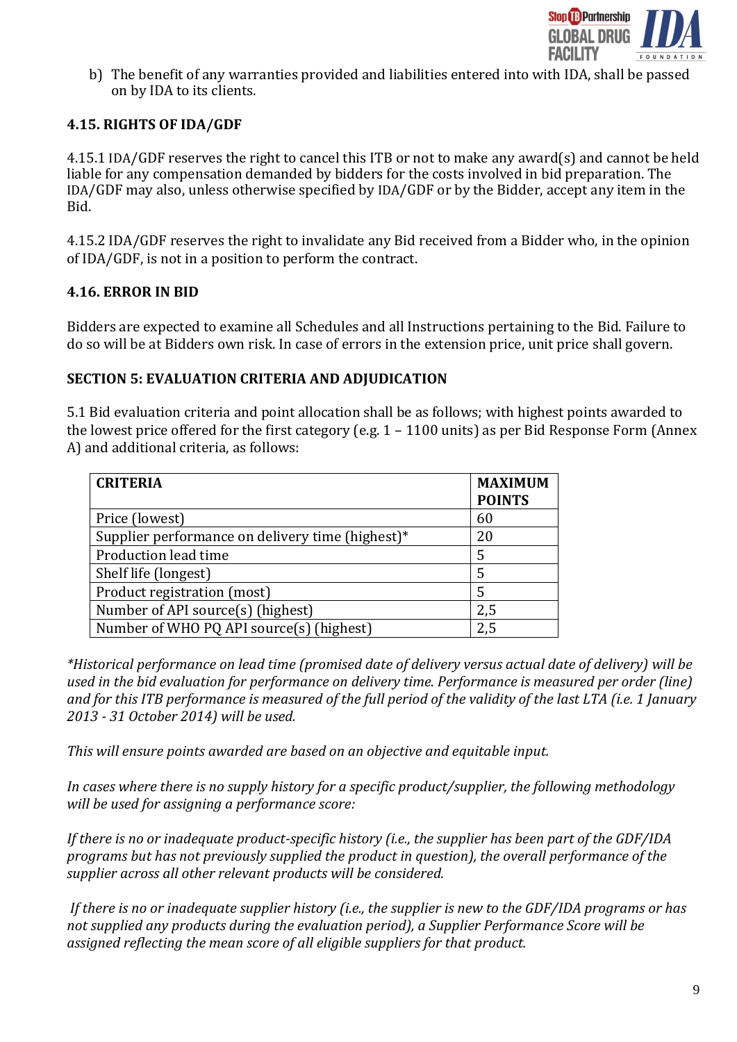b) The benefit of any warranties provided and liabilities entered into with IDA, shall be passed on by IDA to its clients.

### 4.15. RIGHTS OF IDA/GDF

4.15.1 IDA/GDF reserves the right to cancel this ITB or not to make any award(s) and cannot be held liable for any compensation demanded by bidders for the costs involved in bid preparation. The IDA/GDF may also, unless otherwise specified by IDA/GDF or by the Bidder, accept any item in the Bid.

4.15.2 IDA/GDF reserves the right to invalidate any Bid received from a Bidder who, in the opinion of IDA/GDF, is not in a position to perform the contract.

### 4.16. ERROR IN BID

Bidders are expected to examine all Schedules and all Instructions pertaining to the Bid. Failure to do so will be at Bidders own risk. In case of errors in the extension price, unit price shall govern.

## SECTION 5: EVALUATION CRITERIA AND ADJUDICATION

5.1 Bid evaluation criteria and point allocation shall be as follows; with highest points awarded to the lowest price offered for the first category (e.g. 1 – 1100 units) as per Bid Response Form (Annex A) and additional criteria, as follows:

| CRITERIA | MAXIMUM POINTS |
|---|---|
| Price (lowest) | 60 |
| Supplier performance on delivery time (highest)* | 20 |
| Production lead time | 5 |
| Shelf life (longest) | 5 |
| Product registration (most) | 5 |
| Number of API source(s) (highest) | 2,5 |
| Number of WHO PQ API source(s) (highest) | 2,5 |

*\*Historical performance on lead time (promised date of delivery versus actual date of delivery) will be used in the bid evaluation for performance on delivery time. Performance is measured per order (line) and for this ITB performance is measured of the full period of the validity of the last LTA (i.e. 1 January 2013 - 31 October 2014) will be used.*

*This will ensure points awarded are based on an objective and equitable input.*

*In cases where there is no supply history for a specific product/supplier, the following methodology will be used for assigning a performance score:*

*If there is no or inadequate product-specific history (i.e., the supplier has been part of the GDF/IDA programs but has not previously supplied the product in question), the overall performance of the supplier across all other relevant products will be considered.*

*If there is no or inadequate supplier history (i.e., the supplier is new to the GDF/IDA programs or has not supplied any products during the evaluation period), a Supplier Performance Score will be assigned reflecting the mean score of all eligible suppliers for that product.*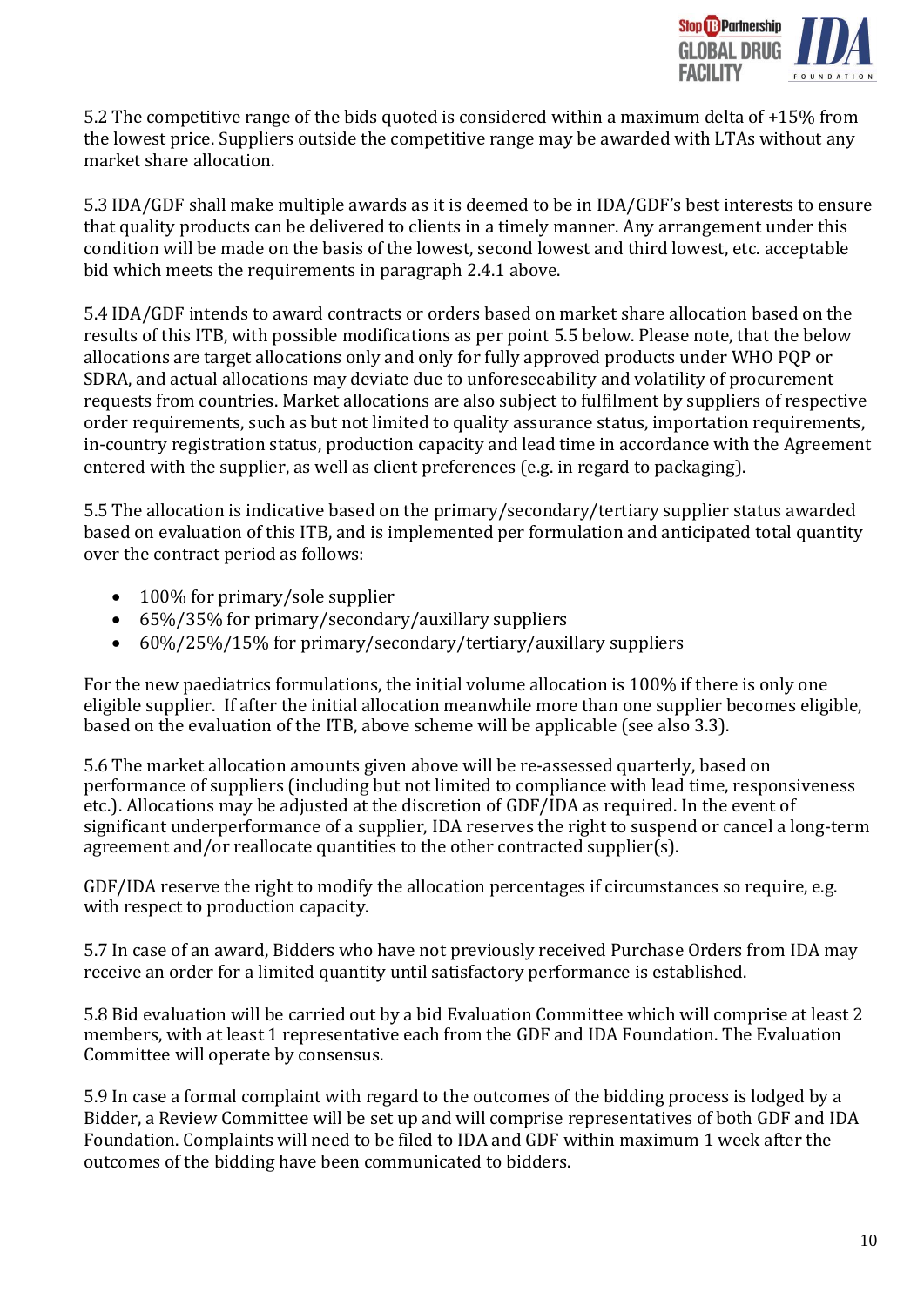5.2 The competitive range of the bids quoted is considered within a maximum delta of +15% from the lowest price. Suppliers outside the competitive range may be awarded with LTAs without any market share allocation.

5.3 IDA/GDF shall make multiple awards as it is deemed to be in IDA/GDF's best interests to ensure that quality products can be delivered to clients in a timely manner. Any arrangement under this condition will be made on the basis of the lowest, second lowest and third lowest, etc. acceptable bid which meets the requirements in paragraph 2.4.1 above.

5.4 IDA/GDF intends to award contracts or orders based on market share allocation based on the results of this ITB, with possible modifications as per point 5.5 below. Please note, that the below allocations are target allocations only and only for fully approved products under WHO PQP or SDRA, and actual allocations may deviate due to unforeseeability and volatility of procurement requests from countries. Market allocations are also subject to fulfilment by suppliers of respective order requirements, such as but not limited to quality assurance status, importation requirements, in-country registration status, production capacity and lead time in accordance with the Agreement entered with the supplier, as well as client preferences (e.g. in regard to packaging).

5.5 The allocation is indicative based on the primary/secondary/tertiary supplier status awarded based on evaluation of this ITB, and is implemented per formulation and anticipated total quantity over the contract period as follows:

- 100% for primary/sole supplier
- 65%/35% for primary/secondary/auxillary suppliers
- 60%/25%/15% for primary/secondary/tertiary/auxillary suppliers

For the new paediatrics formulations, the initial volume allocation is 100% if there is only one eligible supplier. If after the initial allocation meanwhile more than one supplier becomes eligible, based on the evaluation of the ITB, above scheme will be applicable (see also 3.3).

5.6 The market allocation amounts given above will be re-assessed quarterly, based on performance of suppliers (including but not limited to compliance with lead time, responsiveness etc.). Allocations may be adjusted at the discretion of GDF/IDA as required. In the event of significant underperformance of a supplier, IDA reserves the right to suspend or cancel a long-term agreement and/or reallocate quantities to the other contracted supplier(s).

GDF/IDA reserve the right to modify the allocation percentages if circumstances so require, e.g. with respect to production capacity.

5.7 In case of an award, Bidders who have not previously received Purchase Orders from IDA may receive an order for a limited quantity until satisfactory performance is established.

5.8 Bid evaluation will be carried out by a bid Evaluation Committee which will comprise at least 2 members, with at least 1 representative each from the GDF and IDA Foundation. The Evaluation Committee will operate by consensus.

5.9 In case a formal complaint with regard to the outcomes of the bidding process is lodged by a Bidder, a Review Committee will be set up and will comprise representatives of both GDF and IDA Foundation. Complaints will need to be filed to IDA and GDF within maximum 1 week after the outcomes of the bidding have been communicated to bidders.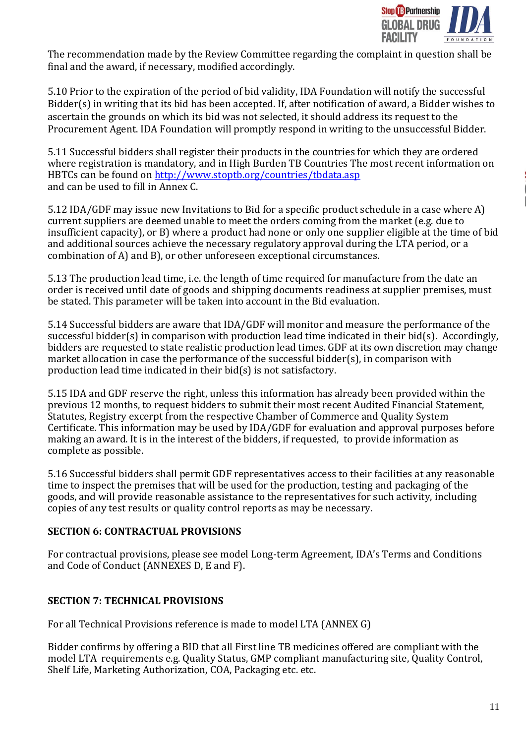The recommendation made by the Review Committee regarding the complaint in question shall be final and the award, if necessary, modified accordingly.

5.10 Prior to the expiration of the period of bid validity, IDA Foundation will notify the successful Bidder(s) in writing that its bid has been accepted. If, after notification of award, a Bidder wishes to ascertain the grounds on which its bid was not selected, it should address its request to the Procurement Agent. IDA Foundation will promptly respond in writing to the unsuccessful Bidder.

5.11 Successful bidders shall register their products in the countries for which they are ordered where registration is mandatory, and in High Burden TB Countries The most recent information on HBTCs can be found on [http://www.stoptb.org/countries/tbdata.asp](http://www.stoptb.org/countries/tbdata.asp) and can be used to fill in Annex C.

5.12 IDA/GDF may issue new Invitations to Bid for a specific product schedule in a case where A) current suppliers are deemed unable to meet the orders coming from the market (e.g. due to insufficient capacity), or B) where a product had none or only one supplier eligible at the time of bid and additional sources achieve the necessary regulatory approval during the LTA period, or a combination of A) and B), or other unforeseen exceptional circumstances.

5.13 The production lead time, i.e. the length of time required for manufacture from the date an order is received until date of goods and shipping documents readiness at supplier premises, must be stated. This parameter will be taken into account in the Bid evaluation.

5.14 Successful bidders are aware that IDA/GDF will monitor and measure the performance of the successful bidder(s) in comparison with production lead time indicated in their bid(s). Accordingly, bidders are requested to state realistic production lead times. GDF at its own discretion may change market allocation in case the performance of the successful bidder(s), in comparison with production lead time indicated in their bid(s) is not satisfactory.

5.15 IDA and GDF reserve the right, unless this information has already been provided within the previous 12 months, to request bidders to submit their most recent Audited Financial Statement, Statutes, Registry excerpt from the respective Chamber of Commerce and Quality System Certificate. This information may be used by IDA/GDF for evaluation and approval purposes before making an award. It is in the interest of the bidders, if requested, to provide information as complete as possible.

5.16 Successful bidders shall permit GDF representatives access to their facilities at any reasonable time to inspect the premises that will be used for the production, testing and packaging of the goods, and will provide reasonable assistance to the representatives for such activity, including copies of any test results or quality control reports as may be necessary.

**SECTION 6: CONTRACTUAL PROVISIONS**

For contractual provisions, please see model Long-term Agreement, IDA's Terms and Conditions and Code of Conduct (ANNEXES D, E and F).

**SECTION 7: TECHNICAL PROVISIONS**

For all Technical Provisions reference is made to model LTA (ANNEX G)

Bidder confirms by offering a BID that all First line TB medicines offered are compliant with the model LTA requirements e.g. Quality Status, GMP compliant manufacturing site, Quality Control, Shelf Life, Marketing Authorization, COA, Packaging etc. etc.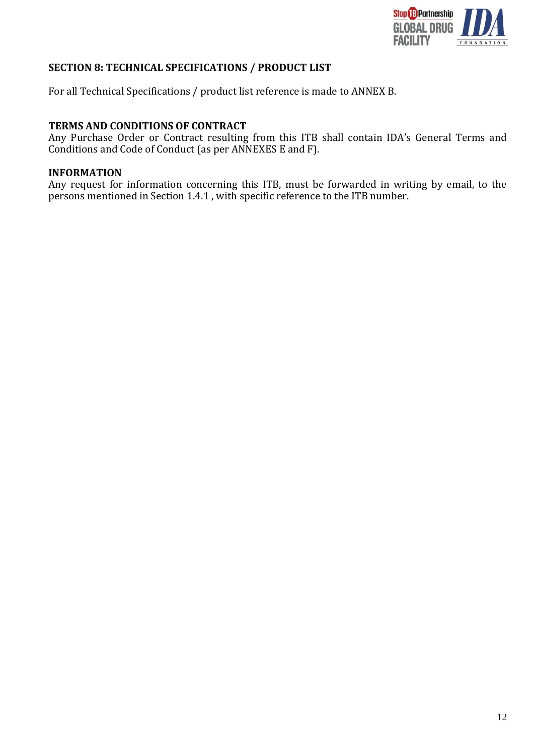## SECTION 8: TECHNICAL SPECIFICATIONS / PRODUCT LIST

For all Technical Specifications / product list reference is made to ANNEX B.

### TERMS AND CONDITIONS OF CONTRACT

Any Purchase Order or Contract resulting from this ITB shall contain IDA's General Terms and Conditions and Code of Conduct (as per ANNEXES E and F).

### INFORMATION

Any request for information concerning this ITB, must be forwarded in writing by email, to the persons mentioned in Section 1.4.1 , with specific reference to the ITB number.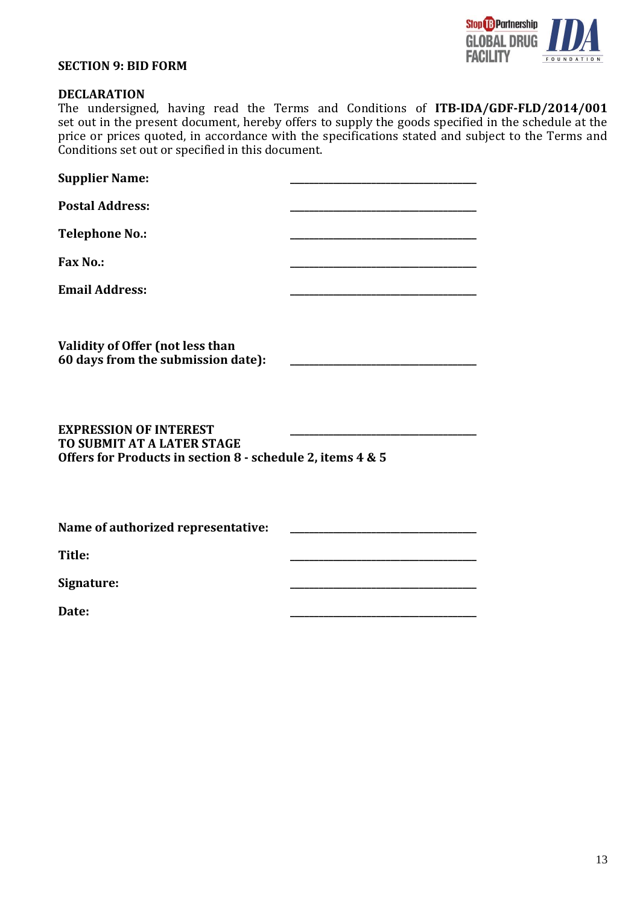## SECTION 9: BID FORM

**DECLARATION**

The undersigned, having read the Terms and Conditions of **ITB-IDA/GDF-FLD/2014/001** set out in the present document, hereby offers to supply the goods specified in the schedule at the price or prices quoted, in accordance with the specifications stated and subject to the Terms and Conditions set out or specified in this document.

**Supplier Name:** ______________________________

**Postal Address:** ______________________________

**Telephone No.:** ______________________________

**Fax No.:** ______________________________

**Email Address:** ______________________________

**Validity of Offer (not less than 60 days from the submission date):** ______________________________

**EXPRESSION OF INTEREST TO SUBMIT AT A LATER STAGE** ______________________________
**Offers for Products in section 8 - schedule 2, items 4 & 5**

**Name of authorized representative:** ______________________________

**Title:** ______________________________

**Signature:** ______________________________

**Date:** ______________________________